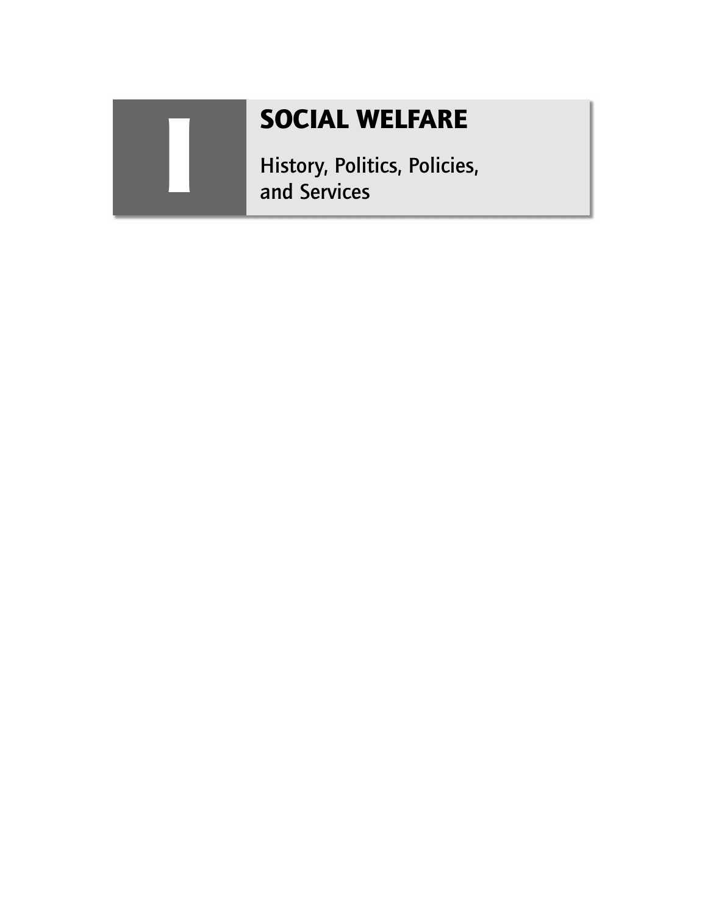# I

# SOCIAL WELFARE

## History, Politics, Policies, and Services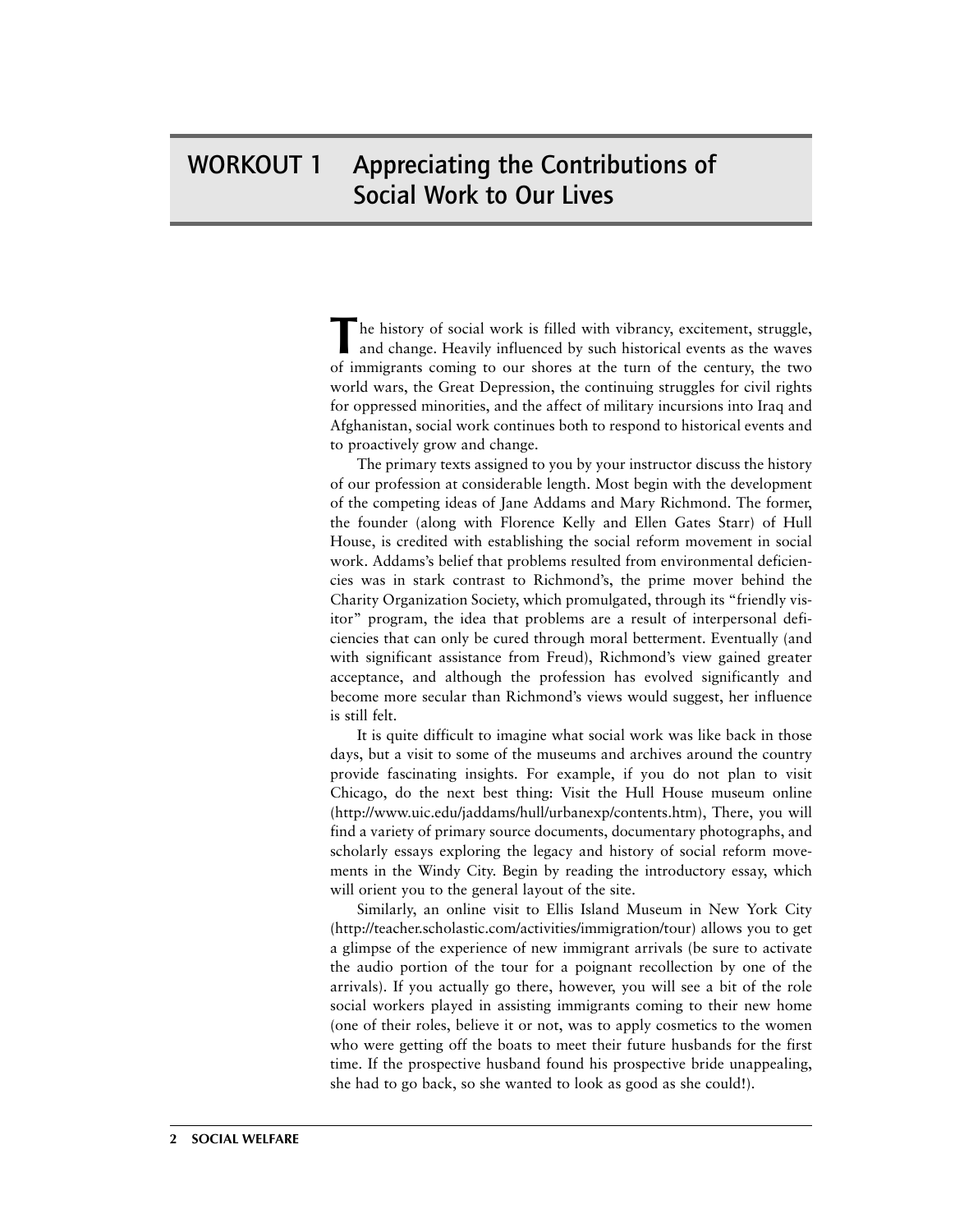# WORKOUT 1 Appreciating the Contributions of Social Work to Our Lives

The history of social work is filled with vibrancy, excitement, struggle, and change. Heavily influenced by such historical events as the waves of immigrants coming to our shores at the turn of the century, the two world wars, the Great Depression, the continuing struggles for civil rights for oppressed minorities, and the affect of military incursions into Iraq and Afghanistan, social work continues both to respond to historical events and to proactively grow and change.

The primary texts assigned to you by your instructor discuss the history of our profession at considerable length. Most begin with the development of the competing ideas of Jane Addams and Mary Richmond. The former, the founder (along with Florence Kelly and Ellen Gates Starr) of Hull House, is credited with establishing the social reform movement in social work. Addams's belief that problems resulted from environmental deficiencies was in stark contrast to Richmond's, the prime mover behind the Charity Organization Society, which promulgated, through its "friendly visitor" program, the idea that problems are a result of interpersonal deficiencies that can only be cured through moral betterment. Eventually (and with significant assistance from Freud), Richmond's view gained greater acceptance, and although the profession has evolved significantly and become more secular than Richmond's views would suggest, her influence is still felt.

It is quite difficult to imagine what social work was like back in those days, but a visit to some of the museums and archives around the country provide fascinating insights. For example, if you do not plan to visit Chicago, do the next best thing: Visit the Hull House museum online (http://www.uic.edu/jaddams/hull/urbanexp/contents.htm), There, you will find a variety of primary source documents, documentary photographs, and scholarly essays exploring the legacy and history of social reform movements in the Windy City. Begin by reading the introductory essay, which will orient you to the general layout of the site.

Similarly, an online visit to Ellis Island Museum in New York City (http://teacher.scholastic.com/activities/immigration/tour) allows you to get a glimpse of the experience of new immigrant arrivals (be sure to activate the audio portion of the tour for a poignant recollection by one of the arrivals). If you actually go there, however, you will see a bit of the role social workers played in assisting immigrants coming to their new home (one of their roles, believe it or not, was to apply cosmetics to the women who were getting off the boats to meet their future husbands for the first time. If the prospective husband found his prospective bride unappealing, she had to go back, so she wanted to look as good as she could!).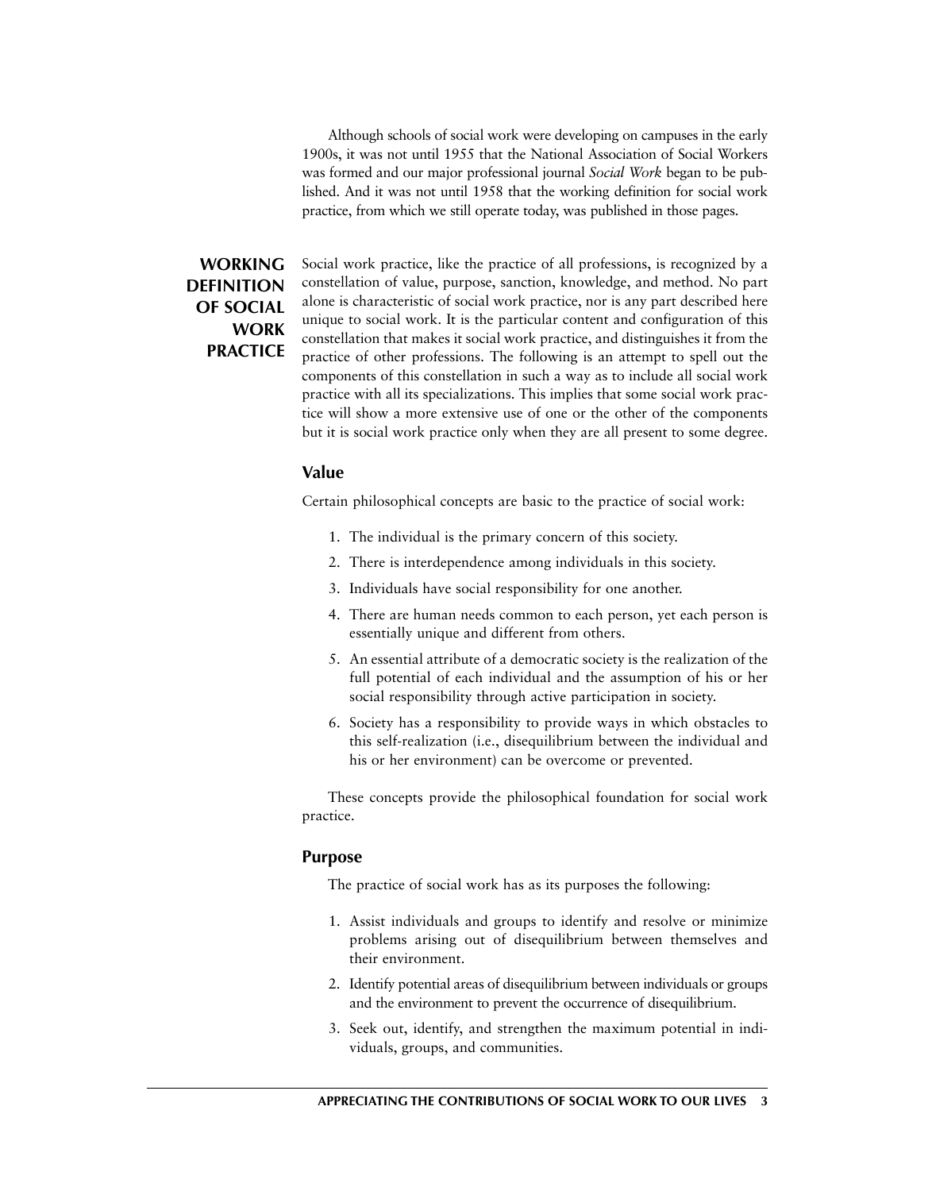Although schools of social work were developing on campuses in the early 1900s, it was not until 1955 that the National Association of Social Workers was formed and our major professional journal *Social Work* began to be published. And it was not until 1958 that the working definition for social work practice, from which we still operate today, was published in those pages.

## WORKING DEFINITION OF SOCIAL WORK PRACTICE

Social work practice, like the practice of all professions, is recognized by a constellation of value, purpose, sanction, knowledge, and method. No part alone is characteristic of social work practice, nor is any part described here unique to social work. It is the particular content and configuration of this constellation that makes it social work practice, and distinguishes it from the practice of other professions. The following is an attempt to spell out the components of this constellation in such a way as to include all social work practice with all its specializations. This implies that some social work practice will show a more extensive use of one or the other of the components but it is social work practice only when they are all present to some degree.

### Value

Certain philosophical concepts are basic to the practice of social work:

1. The individual is the primary concern of this society.
2. There is interdependence among individuals in this society.
3. Individuals have social responsibility for one another.
4. There are human needs common to each person, yet each person is essentially unique and different from others.
5. An essential attribute of a democratic society is the realization of the full potential of each individual and the assumption of his or her social responsibility through active participation in society.
6. Society has a responsibility to provide ways in which obstacles to this self-realization (i.e., disequilibrium between the individual and his or her environment) can be overcome or prevented.

These concepts provide the philosophical foundation for social work practice.

### Purpose

The practice of social work has as its purposes the following:

1. Assist individuals and groups to identify and resolve or minimize problems arising out of disequilibrium between themselves and their environment.
2. Identify potential areas of disequilibrium between individuals or groups and the environment to prevent the occurrence of disequilibrium.
3. Seek out, identify, and strengthen the maximum potential in individuals, groups, and communities.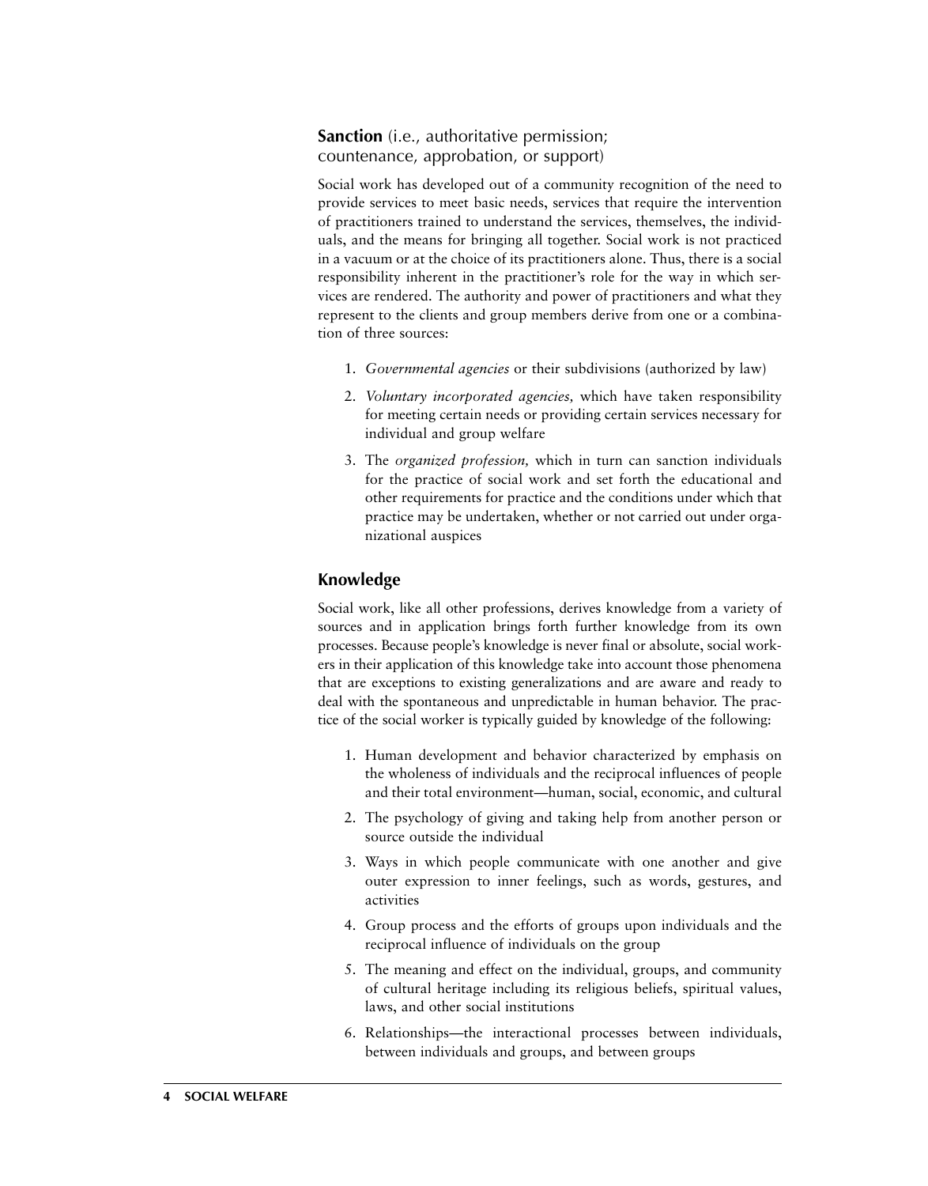## **Sanction** (i.e., authoritative permission; countenance, approbation, or support)

Social work has developed out of a community recognition of the need to provide services to meet basic needs, services that require the intervention of practitioners trained to understand the services, themselves, the individuals, and the means for bringing all together. Social work is not practiced in a vacuum or at the choice of its practitioners alone. Thus, there is a social responsibility inherent in the practitioner's role for the way in which services are rendered. The authority and power of practitioners and what they represent to the clients and group members derive from one or a combination of three sources:

1. *Governmental agencies* or their subdivisions (authorized by law)
2. *Voluntary incorporated agencies,* which have taken responsibility for meeting certain needs or providing certain services necessary for individual and group welfare
3. The *organized profession,* which in turn can sanction individuals for the practice of social work and set forth the educational and other requirements for practice and the conditions under which that practice may be undertaken, whether or not carried out under organizational auspices

## **Knowledge**

Social work, like all other professions, derives knowledge from a variety of sources and in application brings forth further knowledge from its own processes. Because people's knowledge is never final or absolute, social workers in their application of this knowledge take into account those phenomena that are exceptions to existing generalizations and are aware and ready to deal with the spontaneous and unpredictable in human behavior. The practice of the social worker is typically guided by knowledge of the following:

1. Human development and behavior characterized by emphasis on the wholeness of individuals and the reciprocal influences of people and their total environment—human, social, economic, and cultural
2. The psychology of giving and taking help from another person or source outside the individual
3. Ways in which people communicate with one another and give outer expression to inner feelings, such as words, gestures, and activities
4. Group process and the efforts of groups upon individuals and the reciprocal influence of individuals on the group
5. The meaning and effect on the individual, groups, and community of cultural heritage including its religious beliefs, spiritual values, laws, and other social institutions
6. Relationships—the interactional processes between individuals, between individuals and groups, and between groups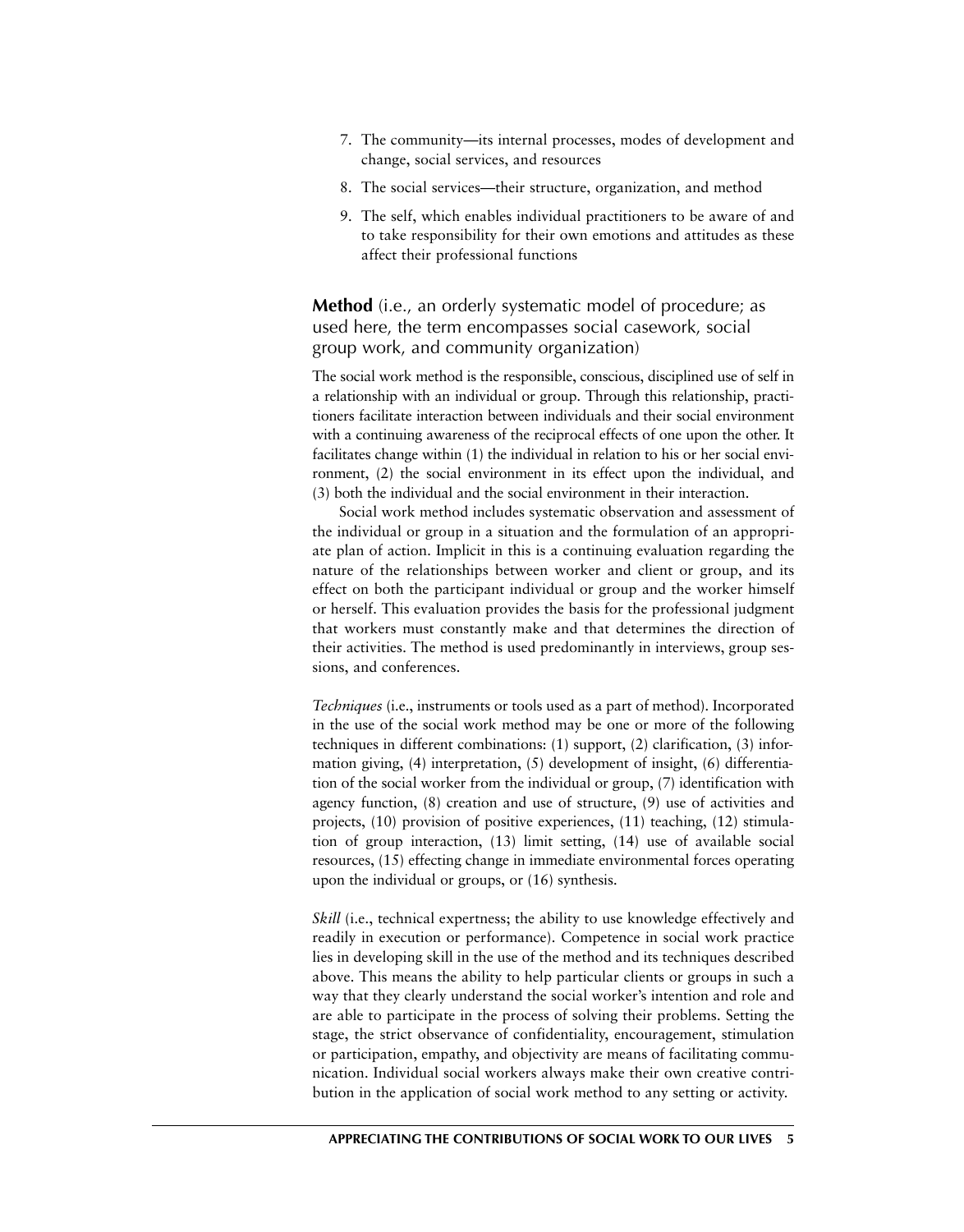7. The community—its internal processes, modes of development and change, social services, and resources
8. The social services—their structure, organization, and method
9. The self, which enables individual practitioners to be aware of and to take responsibility for their own emotions and attitudes as these affect their professional functions

### **Method** (i.e., an orderly systematic model of procedure; as used here, the term encompasses social casework, social group work, and community organization)

The social work method is the responsible, conscious, disciplined use of self in a relationship with an individual or group. Through this relationship, practitioners facilitate interaction between individuals and their social environment with a continuing awareness of the reciprocal effects of one upon the other. It facilitates change within (1) the individual in relation to his or her social environment, (2) the social environment in its effect upon the individual, and (3) both the individual and the social environment in their interaction.

Social work method includes systematic observation and assessment of the individual or group in a situation and the formulation of an appropriate plan of action. Implicit in this is a continuing evaluation regarding the nature of the relationships between worker and client or group, and its effect on both the participant individual or group and the worker himself or herself. This evaluation provides the basis for the professional judgment that workers must constantly make and that determines the direction of their activities. The method is used predominantly in interviews, group sessions, and conferences.

*Techniques* (i.e., instruments or tools used as a part of method). Incorporated in the use of the social work method may be one or more of the following techniques in different combinations: (1) support, (2) clarification, (3) information giving, (4) interpretation, (5) development of insight, (6) differentiation of the social worker from the individual or group, (7) identification with agency function, (8) creation and use of structure, (9) use of activities and projects, (10) provision of positive experiences, (11) teaching, (12) stimulation of group interaction, (13) limit setting, (14) use of available social resources, (15) effecting change in immediate environmental forces operating upon the individual or groups, or (16) synthesis.

*Skill* (i.e., technical expertness; the ability to use knowledge effectively and readily in execution or performance). Competence in social work practice lies in developing skill in the use of the method and its techniques described above. This means the ability to help particular clients or groups in such a way that they clearly understand the social worker's intention and role and are able to participate in the process of solving their problems. Setting the stage, the strict observance of confidentiality, encouragement, stimulation or participation, empathy, and objectivity are means of facilitating communication. Individual social workers always make their own creative contribution in the application of social work method to any setting or activity.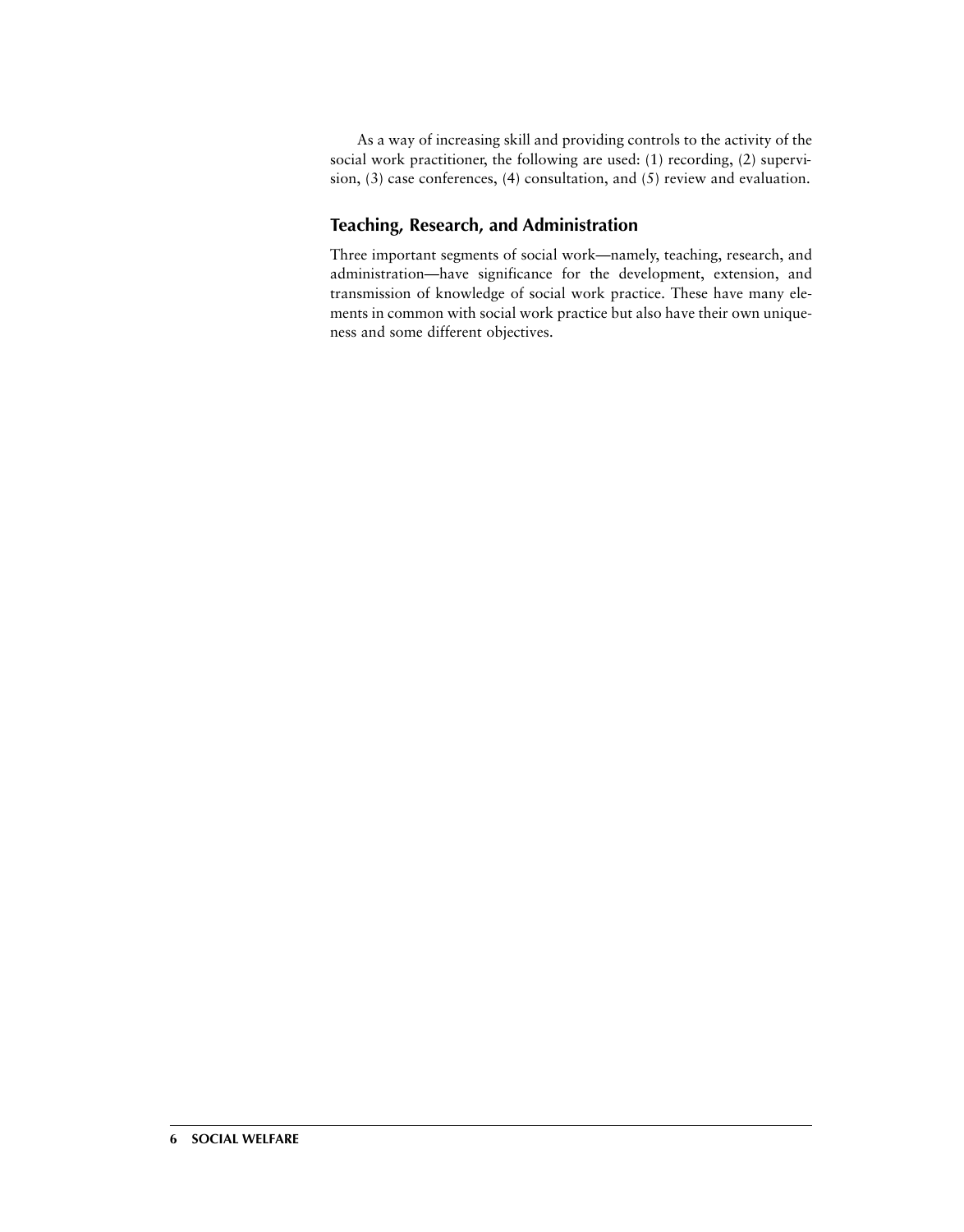As a way of increasing skill and providing controls to the activity of the social work practitioner, the following are used: (1) recording, (2) supervision, (3) case conferences, (4) consultation, and (5) review and evaluation.

## Teaching, Research, and Administration

Three important segments of social work—namely, teaching, research, and administration—have significance for the development, extension, and transmission of knowledge of social work practice. These have many elements in common with social work practice but also have their own uniqueness and some different objectives.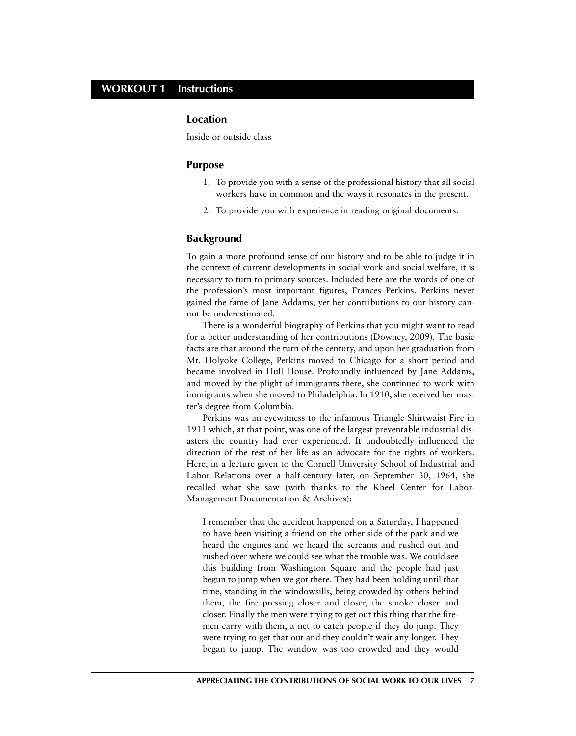## WORKOUT 1 Instructions

### Location

Inside or outside class

### Purpose

1. To provide you with a sense of the professional history that all social workers have in common and the ways it resonates in the present.
2. To provide you with experience in reading original documents.

### Background

To gain a more profound sense of our history and to be able to judge it in the context of current developments in social work and social welfare, it is necessary to turn to primary sources. Included here are the words of one of the profession's most important figures, Frances Perkins. Perkins never gained the fame of Jane Addams, yet her contributions to our history cannot be underestimated.

There is a wonderful biography of Perkins that you might want to read for a better understanding of her contributions (Downey, 2009). The basic facts are that around the turn of the century, and upon her graduation from Mt. Holyoke College, Perkins moved to Chicago for a short period and became involved in Hull House. Profoundly influenced by Jane Addams, and moved by the plight of immigrants there, she continued to work with immigrants when she moved to Philadelphia. In 1910, she received her master's degree from Columbia.

Perkins was an eyewitness to the infamous Triangle Shirtwaist Fire in 1911 which, at that point, was one of the largest preventable industrial disasters the country had ever experienced. It undoubtedly influenced the direction of the rest of her life as an advocate for the rights of workers. Here, in a lecture given to the Cornell University School of Industrial and Labor Relations over a half-century later, on September 30, 1964, she recalled what she saw (with thanks to the Kheel Center for Labor-Management Documentation & Archives):

> I remember that the accident happened on a Saturday, I happened to have been visiting a friend on the other side of the park and we heard the engines and we heard the screams and rushed out and rushed over where we could see what the trouble was. We could see this building from Washington Square and the people had just begun to jump when we got there. They had been holding until that time, standing in the windowsills, being crowded by others behind them, the fire pressing closer and closer, the smoke closer and closer. Finally the men were trying to get out this thing that the firemen carry with them, a net to catch people if they do junp. They were trying to get that out and they couldn't wait any longer. They began to jump. The window was too crowded and they would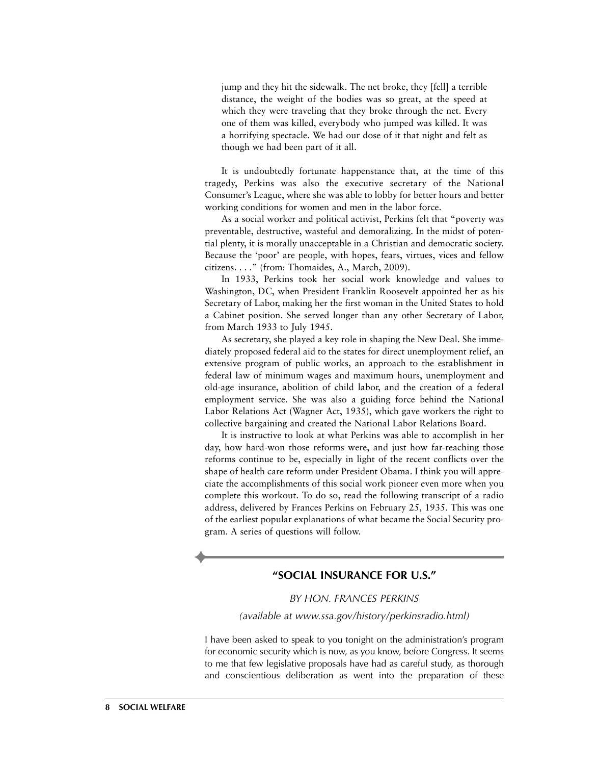> jump and they hit the sidewalk. The net broke, they [fell] a terrible distance, the weight of the bodies was so great, at the speed at which they were traveling that they broke through the net. Every one of them was killed, everybody who jumped was killed. It was a horrifying spectacle. We had our dose of it that night and felt as though we had been part of it all.

It is undoubtedly fortunate happenstance that, at the time of this tragedy, Perkins was also the executive secretary of the National Consumer's League, where she was able to lobby for better hours and better working conditions for women and men in the labor force.

As a social worker and political activist, Perkins felt that "poverty was preventable, destructive, wasteful and demoralizing. In the midst of potential plenty, it is morally unacceptable in a Christian and democratic society. Because the 'poor' are people, with hopes, fears, virtues, vices and fellow citizens. . . ." (from: Thomaides, A., March, 2009).

In 1933, Perkins took her social work knowledge and values to Washington, DC, when President Franklin Roosevelt appointed her as his Secretary of Labor, making her the first woman in the United States to hold a Cabinet position. She served longer than any other Secretary of Labor, from March 1933 to July 1945.

As secretary, she played a key role in shaping the New Deal. She immediately proposed federal aid to the states for direct unemployment relief, an extensive program of public works, an approach to the establishment in federal law of minimum wages and maximum hours, unemployment and old-age insurance, abolition of child labor, and the creation of a federal employment service. She was also a guiding force behind the National Labor Relations Act (Wagner Act, 1935), which gave workers the right to collective bargaining and created the National Labor Relations Board.

It is instructive to look at what Perkins was able to accomplish in her day, how hard-won those reforms were, and just how far-reaching those reforms continue to be, especially in light of the recent conflicts over the shape of health care reform under President Obama. I think you will appreciate the accomplishments of this social work pioneer even more when you complete this workout. To do so, read the following transcript of a radio address, delivered by Frances Perkins on February 25, 1935. This was one of the earliest popular explanations of what became the Social Security program. A series of questions will follow.

## "SOCIAL INSURANCE FOR U.S."

*BY HON. FRANCES PERKINS*

*(available at www.ssa.gov/history/perkinsradio.html)*

I have been asked to speak to you tonight on the administration's program for economic security which is now, as you know, before Congress. It seems to me that few legislative proposals have had as careful study, as thorough and conscientious deliberation as went into the preparation of these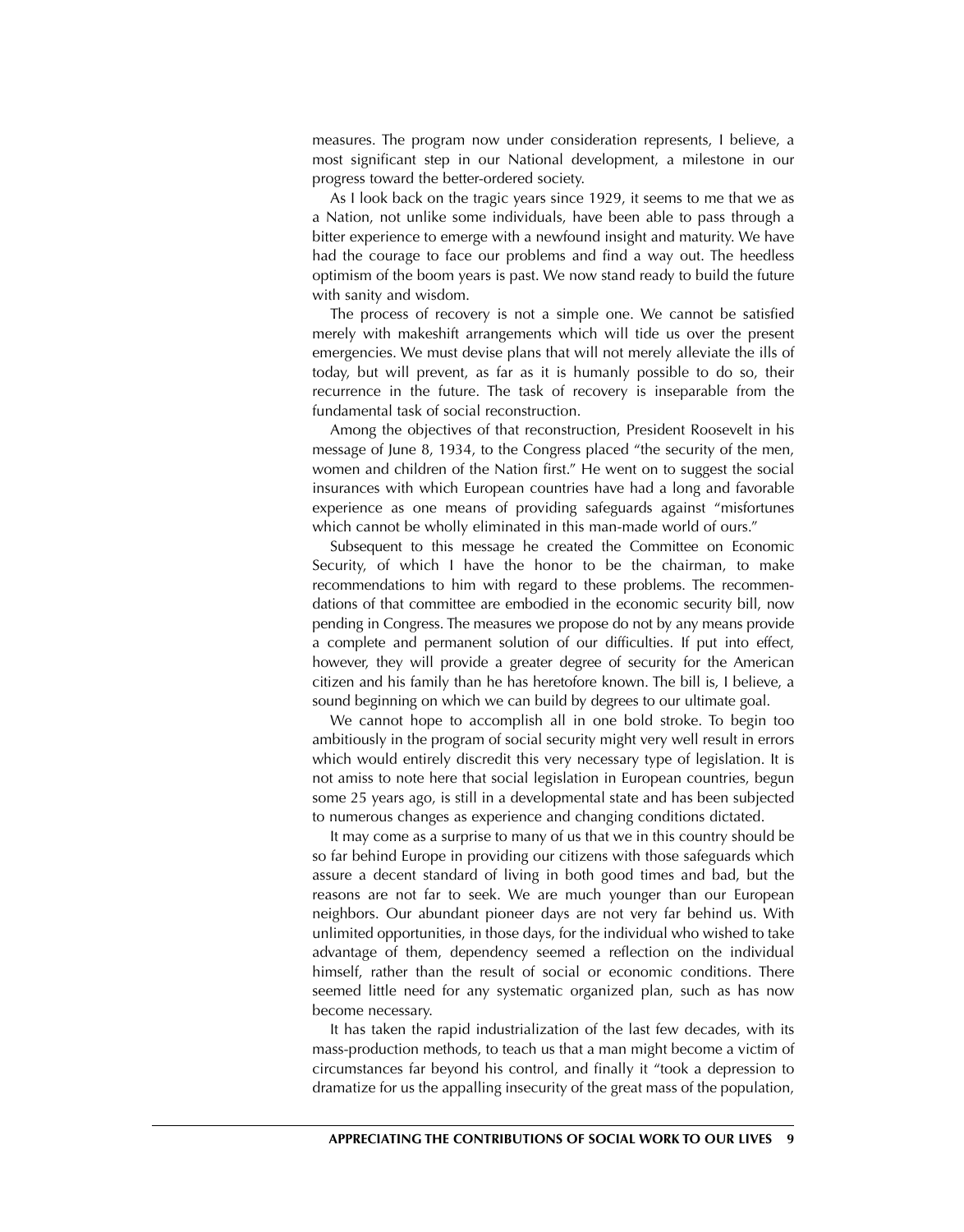measures. The program now under consideration represents, I believe, a most significant step in our National development, a milestone in our progress toward the better-ordered society.

As I look back on the tragic years since 1929, it seems to me that we as a Nation, not unlike some individuals, have been able to pass through a bitter experience to emerge with a newfound insight and maturity. We have had the courage to face our problems and find a way out. The heedless optimism of the boom years is past. We now stand ready to build the future with sanity and wisdom.

The process of recovery is not a simple one. We cannot be satisfied merely with makeshift arrangements which will tide us over the present emergencies. We must devise plans that will not merely alleviate the ills of today, but will prevent, as far as it is humanly possible to do so, their recurrence in the future. The task of recovery is inseparable from the fundamental task of social reconstruction.

Among the objectives of that reconstruction, President Roosevelt in his message of June 8, 1934, to the Congress placed "the security of the men, women and children of the Nation first." He went on to suggest the social insurances with which European countries have had a long and favorable experience as one means of providing safeguards against "misfortunes which cannot be wholly eliminated in this man-made world of ours."

Subsequent to this message he created the Committee on Economic Security, of which I have the honor to be the chairman, to make recommendations to him with regard to these problems. The recommendations of that committee are embodied in the economic security bill, now pending in Congress. The measures we propose do not by any means provide a complete and permanent solution of our difficulties. If put into effect, however, they will provide a greater degree of security for the American citizen and his family than he has heretofore known. The bill is, I believe, a sound beginning on which we can build by degrees to our ultimate goal.

We cannot hope to accomplish all in one bold stroke. To begin too ambitiously in the program of social security might very well result in errors which would entirely discredit this very necessary type of legislation. It is not amiss to note here that social legislation in European countries, begun some 25 years ago, is still in a developmental state and has been subjected to numerous changes as experience and changing conditions dictated.

It may come as a surprise to many of us that we in this country should be so far behind Europe in providing our citizens with those safeguards which assure a decent standard of living in both good times and bad, but the reasons are not far to seek. We are much younger than our European neighbors. Our abundant pioneer days are not very far behind us. With unlimited opportunities, in those days, for the individual who wished to take advantage of them, dependency seemed a reflection on the individual himself, rather than the result of social or economic conditions. There seemed little need for any systematic organized plan, such as has now become necessary.

It has taken the rapid industrialization of the last few decades, with its mass-production methods, to teach us that a man might become a victim of circumstances far beyond his control, and finally it "took a depression to dramatize for us the appalling insecurity of the great mass of the population,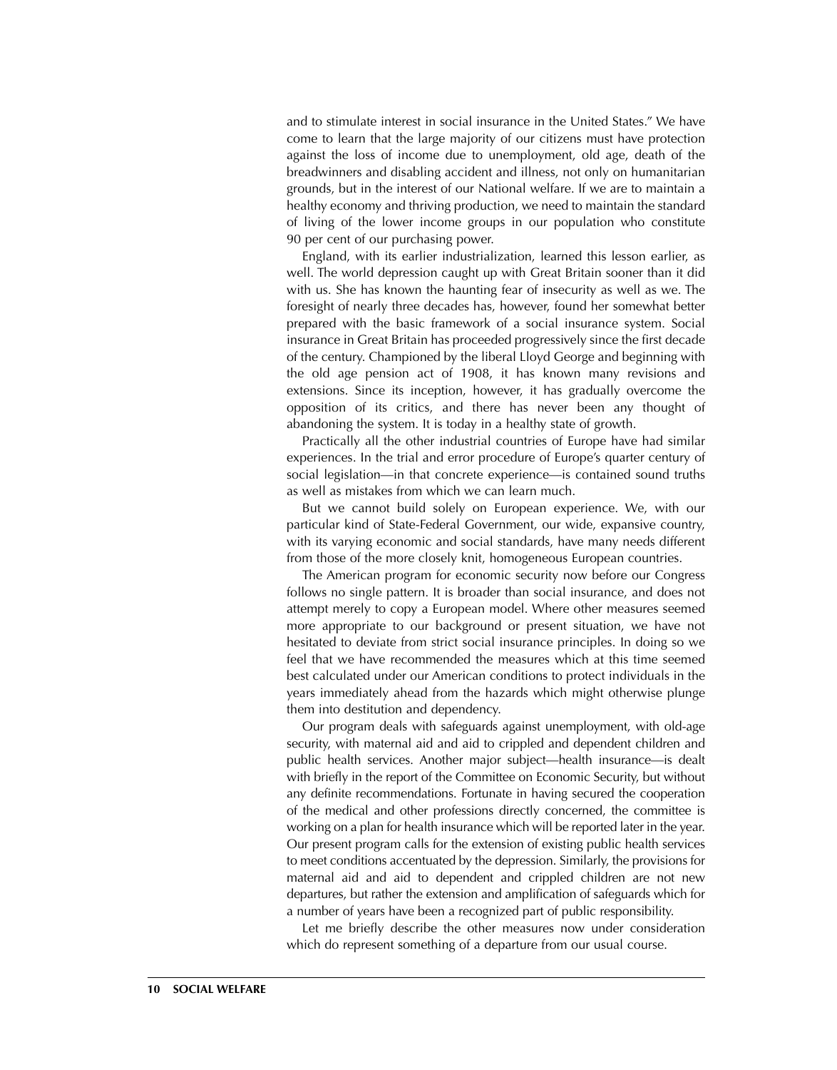and to stimulate interest in social insurance in the United States." We have come to learn that the large majority of our citizens must have protection against the loss of income due to unemployment, old age, death of the breadwinners and disabling accident and illness, not only on humanitarian grounds, but in the interest of our National welfare. If we are to maintain a healthy economy and thriving production, we need to maintain the standard of living of the lower income groups in our population who constitute 90 per cent of our purchasing power.

England, with its earlier industrialization, learned this lesson earlier, as well. The world depression caught up with Great Britain sooner than it did with us. She has known the haunting fear of insecurity as well as we. The foresight of nearly three decades has, however, found her somewhat better prepared with the basic framework of a social insurance system. Social insurance in Great Britain has proceeded progressively since the first decade of the century. Championed by the liberal Lloyd George and beginning with the old age pension act of 1908, it has known many revisions and extensions. Since its inception, however, it has gradually overcome the opposition of its critics, and there has never been any thought of abandoning the system. It is today in a healthy state of growth.

Practically all the other industrial countries of Europe have had similar experiences. In the trial and error procedure of Europe's quarter century of social legislation—in that concrete experience—is contained sound truths as well as mistakes from which we can learn much.

But we cannot build solely on European experience. We, with our particular kind of State-Federal Government, our wide, expansive country, with its varying economic and social standards, have many needs different from those of the more closely knit, homogeneous European countries.

The American program for economic security now before our Congress follows no single pattern. It is broader than social insurance, and does not attempt merely to copy a European model. Where other measures seemed more appropriate to our background or present situation, we have not hesitated to deviate from strict social insurance principles. In doing so we feel that we have recommended the measures which at this time seemed best calculated under our American conditions to protect individuals in the years immediately ahead from the hazards which might otherwise plunge them into destitution and dependency.

Our program deals with safeguards against unemployment, with old-age security, with maternal aid and aid to crippled and dependent children and public health services. Another major subject—health insurance—is dealt with briefly in the report of the Committee on Economic Security, but without any definite recommendations. Fortunate in having secured the cooperation of the medical and other professions directly concerned, the committee is working on a plan for health insurance which will be reported later in the year. Our present program calls for the extension of existing public health services to meet conditions accentuated by the depression. Similarly, the provisions for maternal aid and aid to dependent and crippled children are not new departures, but rather the extension and amplification of safeguards which for a number of years have been a recognized part of public responsibility.

Let me briefly describe the other measures now under consideration which do represent something of a departure from our usual course.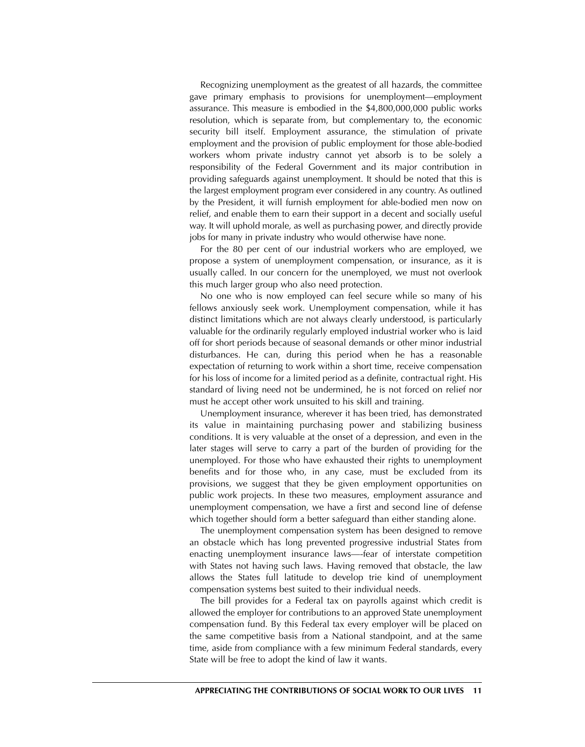Recognizing unemployment as the greatest of all hazards, the committee gave primary emphasis to provisions for unemployment—employment assurance. This measure is embodied in the $4,800,000,000 public works resolution, which is separate from, but complementary to, the economic security bill itself. Employment assurance, the stimulation of private employment and the provision of public employment for those able-bodied workers whom private industry cannot yet absorb is to be solely a responsibility of the Federal Government and its major contribution in providing safeguards against unemployment. It should be noted that this is the largest employment program ever considered in any country. As outlined by the President, it will furnish employment for able-bodied men now on relief, and enable them to earn their support in a decent and socially useful way. It will uphold morale, as well as purchasing power, and directly provide jobs for many in private industry who would otherwise have none.

For the 80 per cent of our industrial workers who are employed, we propose a system of unemployment compensation, or insurance, as it is usually called. In our concern for the unemployed, we must not overlook this much larger group who also need protection.

No one who is now employed can feel secure while so many of his fellows anxiously seek work. Unemployment compensation, while it has distinct limitations which are not always clearly understood, is particularly valuable for the ordinarily regularly employed industrial worker who is laid off for short periods because of seasonal demands or other minor industrial disturbances. He can, during this period when he has a reasonable expectation of returning to work within a short time, receive compensation for his loss of income for a limited period as a definite, contractual right. His standard of living need not be undermined, he is not forced on relief nor must he accept other work unsuited to his skill and training.

Unemployment insurance, wherever it has been tried, has demonstrated its value in maintaining purchasing power and stabilizing business conditions. It is very valuable at the onset of a depression, and even in the later stages will serve to carry a part of the burden of providing for the unemployed. For those who have exhausted their rights to unemployment benefits and for those who, in any case, must be excluded from its provisions, we suggest that they be given employment opportunities on public work projects. In these two measures, employment assurance and unemployment compensation, we have a first and second line of defense which together should form a better safeguard than either standing alone.

The unemployment compensation system has been designed to remove an obstacle which has long prevented progressive industrial States from enacting unemployment insurance laws—-fear of interstate competition with States not having such laws. Having removed that obstacle, the law allows the States full latitude to develop trie kind of unemployment compensation systems best suited to their individual needs.

The bill provides for a Federal tax on payrolls against which credit is allowed the employer for contributions to an approved State unemployment compensation fund. By this Federal tax every employer will be placed on the same competitive basis from a National standpoint, and at the same time, aside from compliance with a few minimum Federal standards, every State will be free to adopt the kind of law it wants.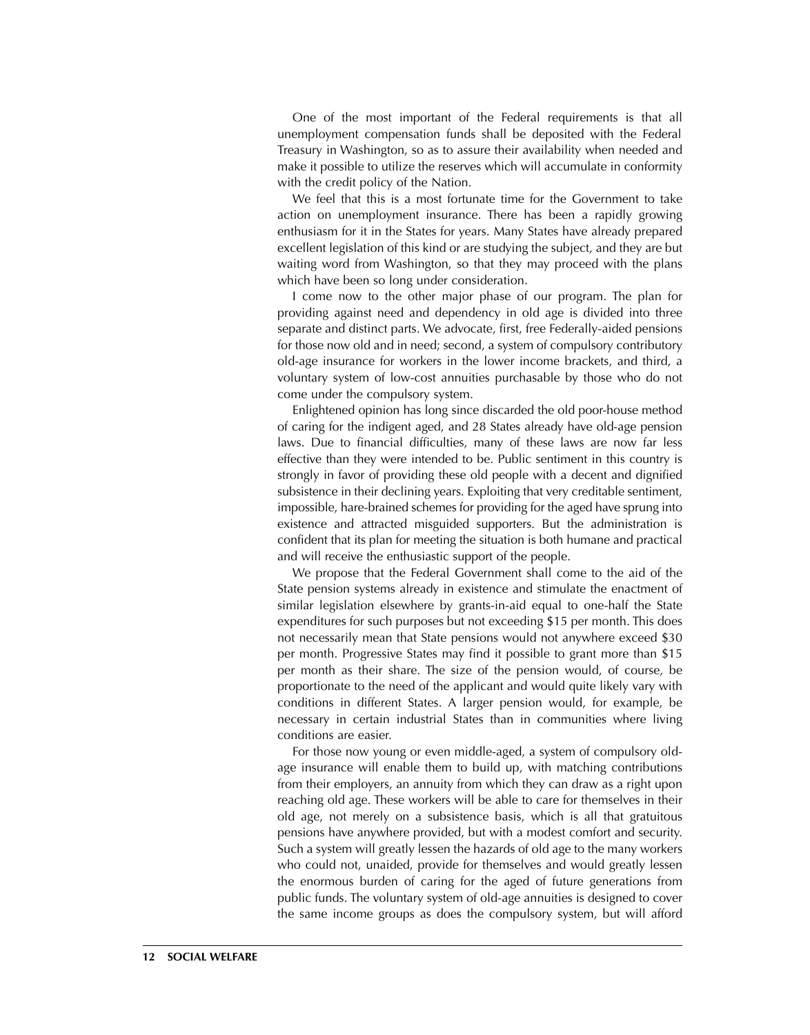One of the most important of the Federal requirements is that all unemployment compensation funds shall be deposited with the Federal Treasury in Washington, so as to assure their availability when needed and make it possible to utilize the reserves which will accumulate in conformity with the credit policy of the Nation.

We feel that this is a most fortunate time for the Government to take action on unemployment insurance. There has been a rapidly growing enthusiasm for it in the States for years. Many States have already prepared excellent legislation of this kind or are studying the subject, and they are but waiting word from Washington, so that they may proceed with the plans which have been so long under consideration.

I come now to the other major phase of our program. The plan for providing against need and dependency in old age is divided into three separate and distinct parts. We advocate, first, free Federally-aided pensions for those now old and in need; second, a system of compulsory contributory old-age insurance for workers in the lower income brackets, and third, a voluntary system of low-cost annuities purchasable by those who do not come under the compulsory system.

Enlightened opinion has long since discarded the old poor-house method of caring for the indigent aged, and 28 States already have old-age pension laws. Due to financial difficulties, many of these laws are now far less effective than they were intended to be. Public sentiment in this country is strongly in favor of providing these old people with a decent and dignified subsistence in their declining years. Exploiting that very creditable sentiment, impossible, hare-brained schemes for providing for the aged have sprung into existence and attracted misguided supporters. But the administration is confident that its plan for meeting the situation is both humane and practical and will receive the enthusiastic support of the people.

We propose that the Federal Government shall come to the aid of the State pension systems already in existence and stimulate the enactment of similar legislation elsewhere by grants-in-aid equal to one-half the State expenditures for such purposes but not exceeding $15 per month. This does not necessarily mean that State pensions would not anywhere exceed $30 per month. Progressive States may find it possible to grant more than $15 per month as their share. The size of the pension would, of course, be proportionate to the need of the applicant and would quite likely vary with conditions in different States. A larger pension would, for example, be necessary in certain industrial States than in communities where living conditions are easier.

For those now young or even middle-aged, a system of compulsory old-age insurance will enable them to build up, with matching contributions from their employers, an annuity from which they can draw as a right upon reaching old age. These workers will be able to care for themselves in their old age, not merely on a subsistence basis, which is all that gratuitous pensions have anywhere provided, but with a modest comfort and security. Such a system will greatly lessen the hazards of old age to the many workers who could not, unaided, provide for themselves and would greatly lessen the enormous burden of caring for the aged of future generations from public funds. The voluntary system of old-age annuities is designed to cover the same income groups as does the compulsory system, but will afford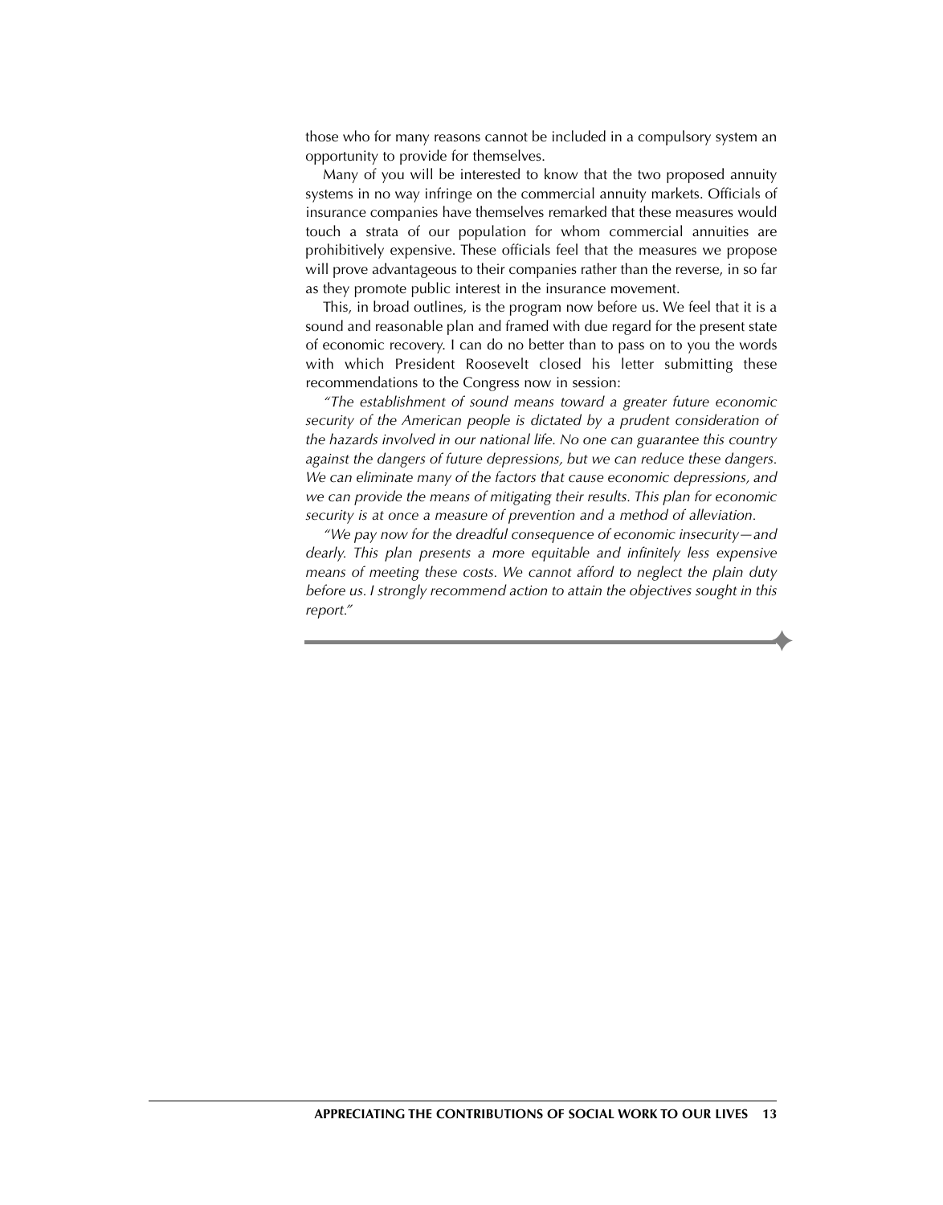those who for many reasons cannot be included in a compulsory system an opportunity to provide for themselves.

Many of you will be interested to know that the two proposed annuity systems in no way infringe on the commercial annuity markets. Officials of insurance companies have themselves remarked that these measures would touch a strata of our population for whom commercial annuities are prohibitively expensive. These officials feel that the measures we propose will prove advantageous to their companies rather than the reverse, in so far as they promote public interest in the insurance movement.

This, in broad outlines, is the program now before us. We feel that it is a sound and reasonable plan and framed with due regard for the present state of economic recovery. I can do no better than to pass on to you the words with which President Roosevelt closed his letter submitting these recommendations to the Congress now in session:

*"The establishment of sound means toward a greater future economic security of the American people is dictated by a prudent consideration of the hazards involved in our national life. No one can guarantee this country against the dangers of future depressions, but we can reduce these dangers. We can eliminate many of the factors that cause economic depressions, and we can provide the means of mitigating their results. This plan for economic security is at once a measure of prevention and a method of alleviation.*

*"We pay now for the dreadful consequence of economic insecurity—and dearly. This plan presents a more equitable and infinitely less expensive means of meeting these costs. We cannot afford to neglect the plain duty before us. I strongly recommend action to attain the objectives sought in this report."*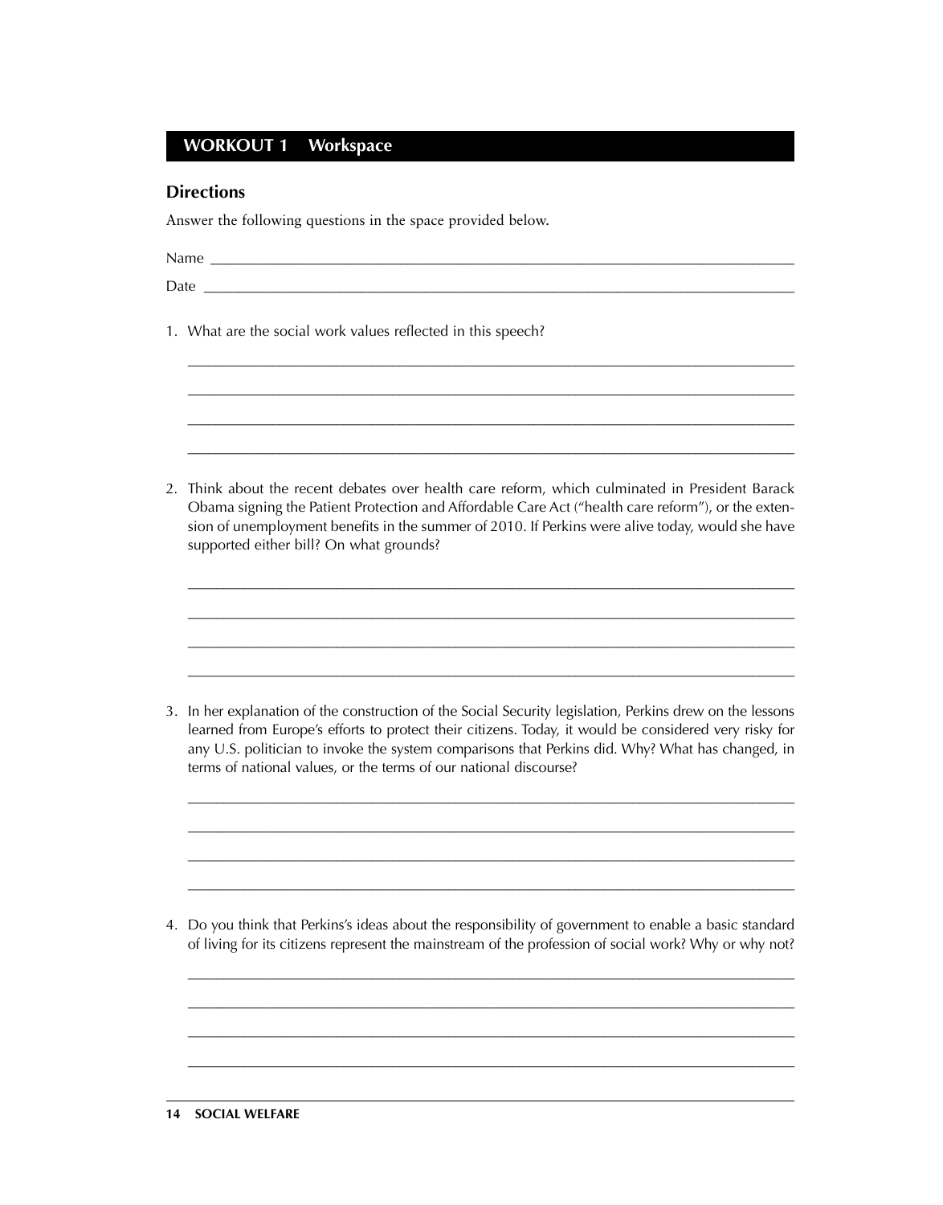## WORKOUT 1 Workspace

### Directions

Answer the following questions in the space provided below.

Name ___________________________________________________________________________

Date ___________________________________________________________________________

1. What are the social work values reflected in this speech?

___________________________________________________________________________

___________________________________________________________________________

___________________________________________________________________________

___________________________________________________________________________

2. Think about the recent debates over health care reform, which culminated in President Barack Obama signing the Patient Protection and Affordable Care Act ("health care reform"), or the extension of unemployment benefits in the summer of 2010. If Perkins were alive today, would she have supported either bill? On what grounds?

___________________________________________________________________________

___________________________________________________________________________

___________________________________________________________________________

___________________________________________________________________________

3. In her explanation of the construction of the Social Security legislation, Perkins drew on the lessons learned from Europe's efforts to protect their citizens. Today, it would be considered very risky for any U.S. politician to invoke the system comparisons that Perkins did. Why? What has changed, in terms of national values, or the terms of our national discourse?

___________________________________________________________________________

___________________________________________________________________________

___________________________________________________________________________

___________________________________________________________________________

4. Do you think that Perkins's ideas about the responsibility of government to enable a basic standard of living for its citizens represent the mainstream of the profession of social work? Why or why not?

___________________________________________________________________________

___________________________________________________________________________

___________________________________________________________________________

___________________________________________________________________________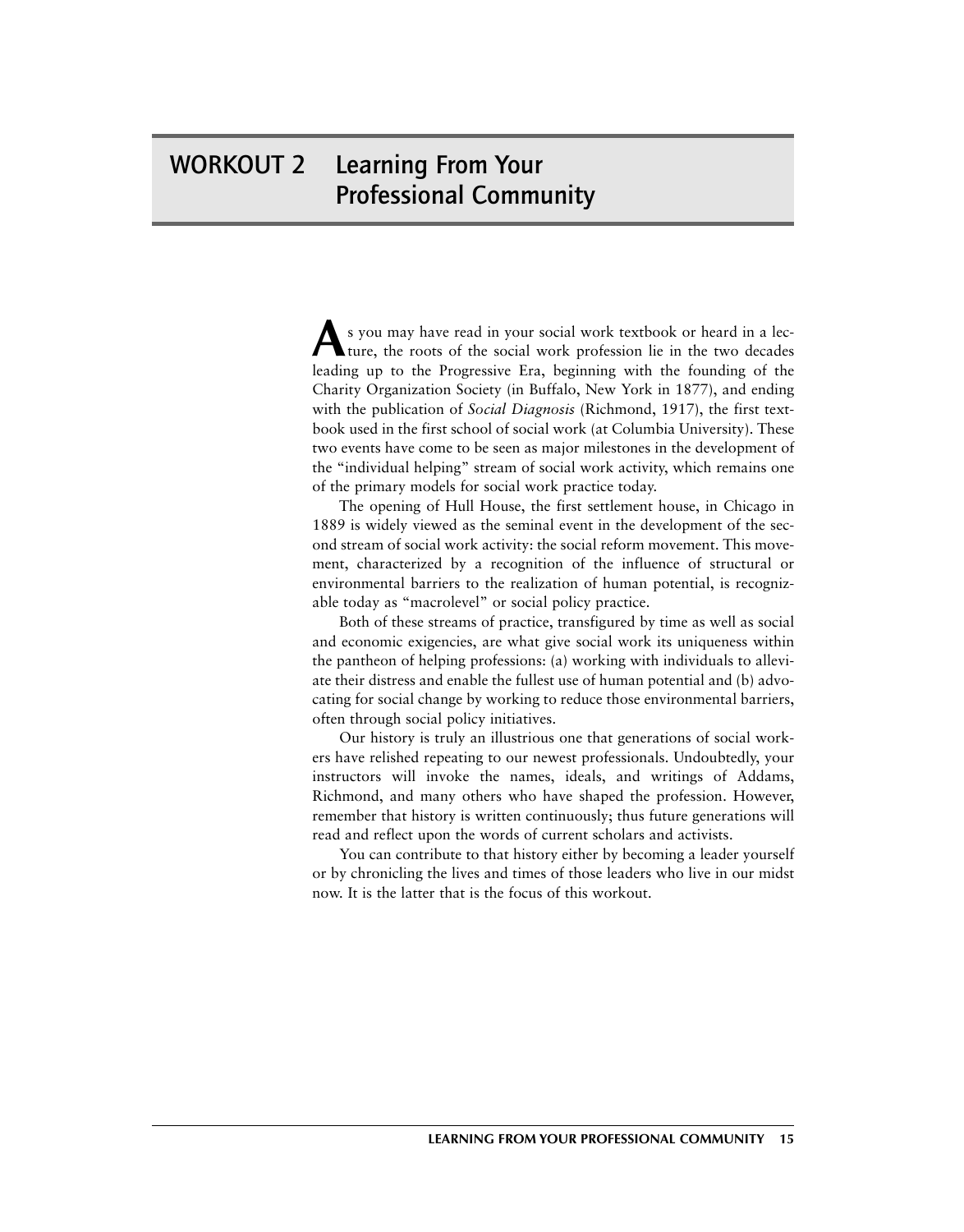# WORKOUT 2 Learning From Your Professional Community

As you may have read in your social work textbook or heard in a lecture, the roots of the social work profession lie in the two decades leading up to the Progressive Era, beginning with the founding of the Charity Organization Society (in Buffalo, New York in 1877), and ending with the publication of *Social Diagnosis* (Richmond, 1917), the first textbook used in the first school of social work (at Columbia University). These two events have come to be seen as major milestones in the development of the "individual helping" stream of social work activity, which remains one of the primary models for social work practice today.

The opening of Hull House, the first settlement house, in Chicago in 1889 is widely viewed as the seminal event in the development of the second stream of social work activity: the social reform movement. This movement, characterized by a recognition of the influence of structural or environmental barriers to the realization of human potential, is recognizable today as "macrolevel" or social policy practice.

Both of these streams of practice, transfigured by time as well as social and economic exigencies, are what give social work its uniqueness within the pantheon of helping professions: (a) working with individuals to alleviate their distress and enable the fullest use of human potential and (b) advocating for social change by working to reduce those environmental barriers, often through social policy initiatives.

Our history is truly an illustrious one that generations of social workers have relished repeating to our newest professionals. Undoubtedly, your instructors will invoke the names, ideals, and writings of Addams, Richmond, and many others who have shaped the profession. However, remember that history is written continuously; thus future generations will read and reflect upon the words of current scholars and activists.

You can contribute to that history either by becoming a leader yourself or by chronicling the lives and times of those leaders who live in our midst now. It is the latter that is the focus of this workout.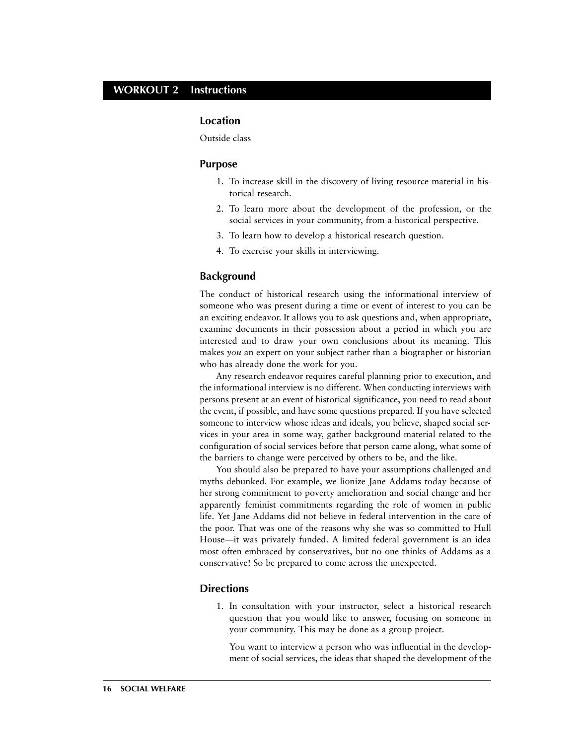## WORKOUT 2 Instructions

### Location

Outside class

### Purpose

1. To increase skill in the discovery of living resource material in historical research.
2. To learn more about the development of the profession, or the social services in your community, from a historical perspective.
3. To learn how to develop a historical research question.
4. To exercise your skills in interviewing.

### Background

The conduct of historical research using the informational interview of someone who was present during a time or event of interest to you can be an exciting endeavor. It allows you to ask questions and, when appropriate, examine documents in their possession about a period in which you are interested and to draw your own conclusions about its meaning. This makes *you* an expert on your subject rather than a biographer or historian who has already done the work for you.

Any research endeavor requires careful planning prior to execution, and the informational interview is no different. When conducting interviews with persons present at an event of historical significance, you need to read about the event, if possible, and have some questions prepared. If you have selected someone to interview whose ideas and ideals, you believe, shaped social services in your area in some way, gather background material related to the configuration of social services before that person came along, what some of the barriers to change were perceived by others to be, and the like.

You should also be prepared to have your assumptions challenged and myths debunked. For example, we lionize Jane Addams today because of her strong commitment to poverty amelioration and social change and her apparently feminist commitments regarding the role of women in public life. Yet Jane Addams did not believe in federal intervention in the care of the poor. That was one of the reasons why she was so committed to Hull House—it was privately funded. A limited federal government is an idea most often embraced by conservatives, but no one thinks of Addams as a conservative! So be prepared to come across the unexpected.

### Directions

1. In consultation with your instructor, select a historical research question that you would like to answer, focusing on someone in your community. This may be done as a group project.

   You want to interview a person who was influential in the development of social services, the ideas that shaped the development of the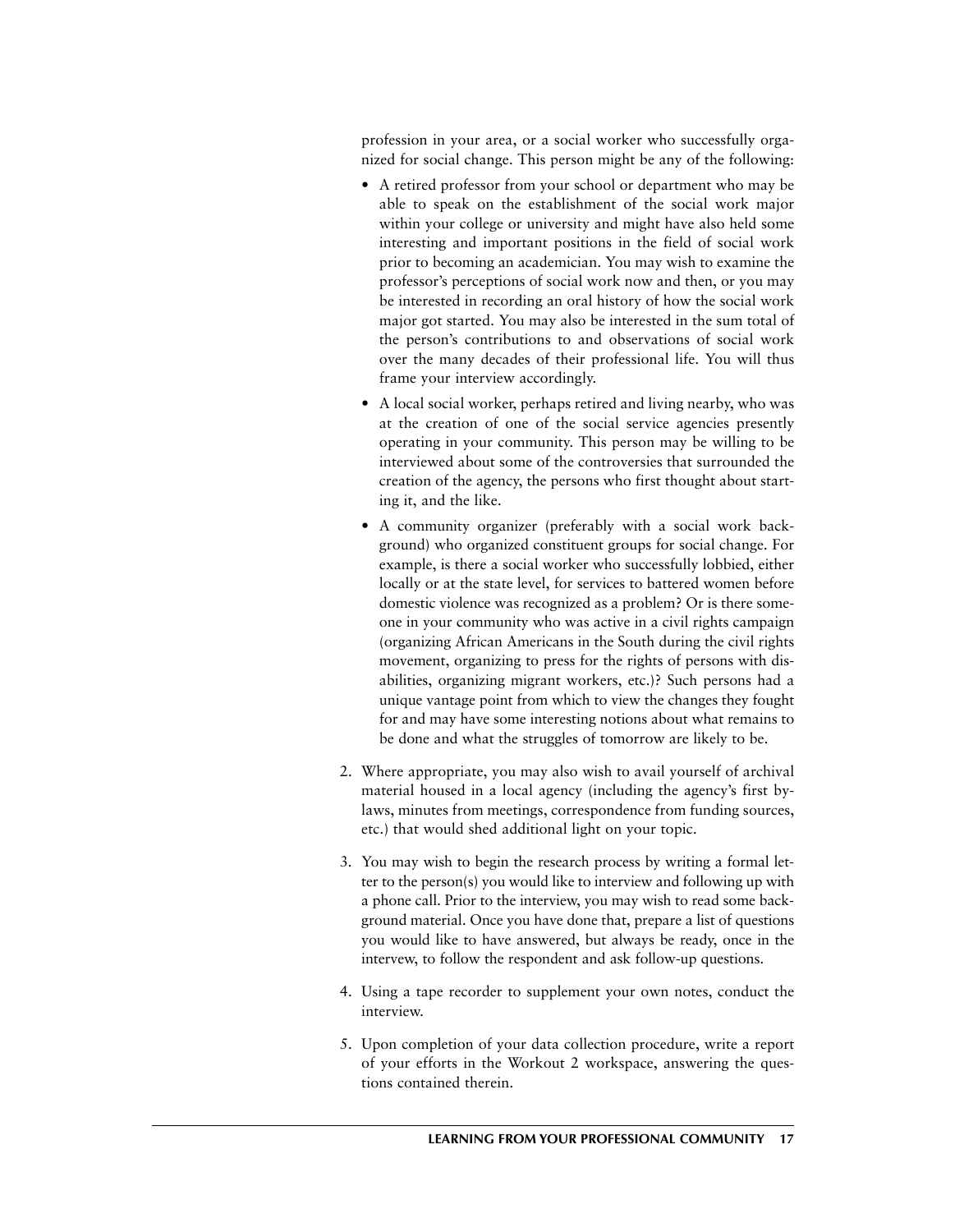profession in your area, or a social worker who successfully organized for social change. This person might be any of the following:

- A retired professor from your school or department who may be able to speak on the establishment of the social work major within your college or university and might have also held some interesting and important positions in the field of social work prior to becoming an academician. You may wish to examine the professor's perceptions of social work now and then, or you may be interested in recording an oral history of how the social work major got started. You may also be interested in the sum total of the person's contributions to and observations of social work over the many decades of their professional life. You will thus frame your interview accordingly.
- A local social worker, perhaps retired and living nearby, who was at the creation of one of the social service agencies presently operating in your community. This person may be willing to be interviewed about some of the controversies that surrounded the creation of the agency, the persons who first thought about starting it, and the like.
- A community organizer (preferably with a social work background) who organized constituent groups for social change. For example, is there a social worker who successfully lobbied, either locally or at the state level, for services to battered women before domestic violence was recognized as a problem? Or is there someone in your community who was active in a civil rights campaign (organizing African Americans in the South during the civil rights movement, organizing to press for the rights of persons with disabilities, organizing migrant workers, etc.)? Such persons had a unique vantage point from which to view the changes they fought for and may have some interesting notions about what remains to be done and what the struggles of tomorrow are likely to be.

2. Where appropriate, you may also wish to avail yourself of archival material housed in a local agency (including the agency's first bylaws, minutes from meetings, correspondence from funding sources, etc.) that would shed additional light on your topic.

3. You may wish to begin the research process by writing a formal letter to the person(s) you would like to interview and following up with a phone call. Prior to the interview, you may wish to read some background material. Once you have done that, prepare a list of questions you would like to have answered, but always be ready, once in the intervew, to follow the respondent and ask follow-up questions.

4. Using a tape recorder to supplement your own notes, conduct the interview.

5. Upon completion of your data collection procedure, write a report of your efforts in the Workout 2 workspace, answering the questions contained therein.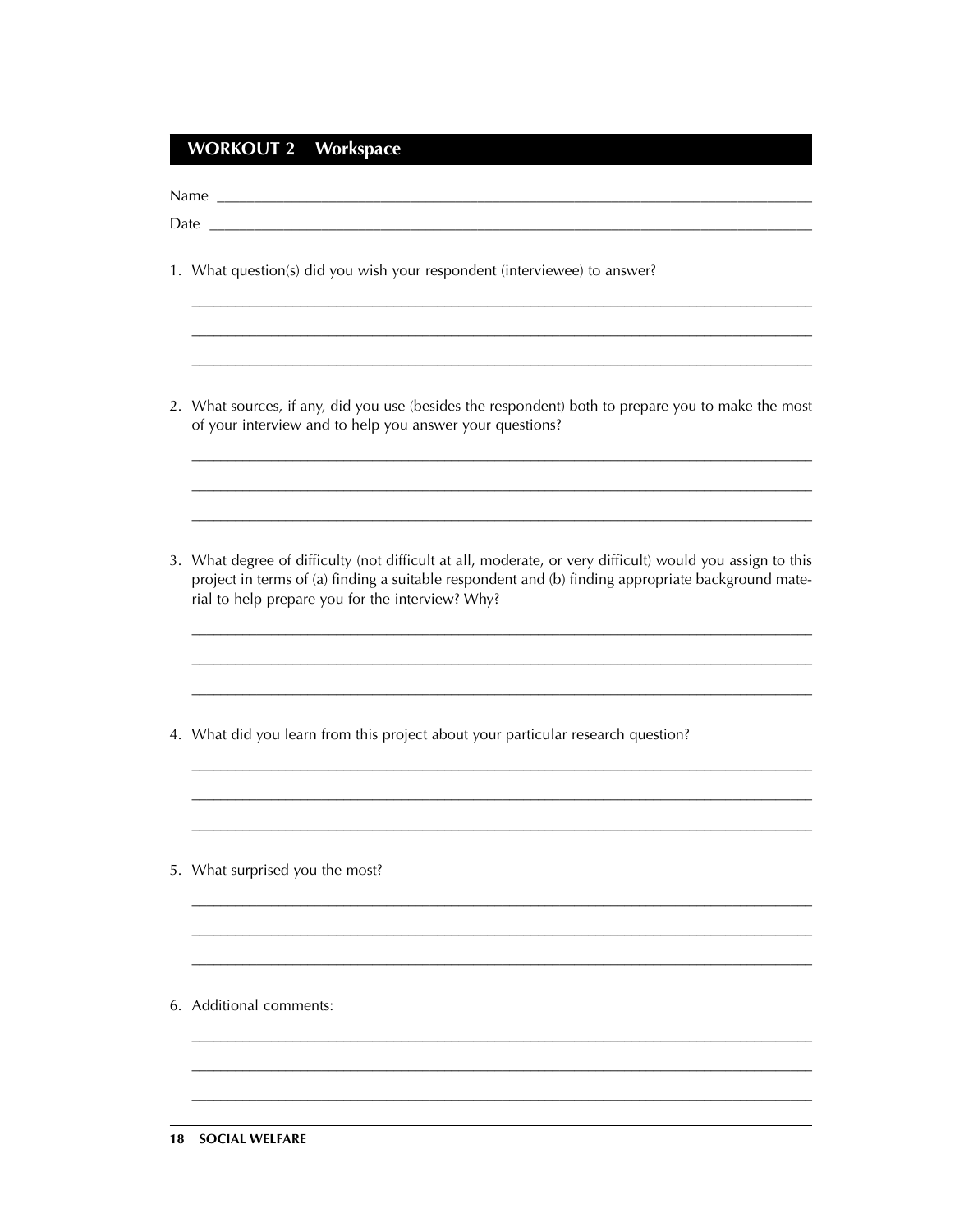## WORKOUT 2 Workspace

Name ___________________________________________________________________________

Date ___________________________________________________________________________

1. What question(s) did you wish your respondent (interviewee) to answer?

___________________________________________________________________________

___________________________________________________________________________

___________________________________________________________________________

2. What sources, if any, did you use (besides the respondent) both to prepare you to make the most of your interview and to help you answer your questions?

___________________________________________________________________________

___________________________________________________________________________

___________________________________________________________________________

3. What degree of difficulty (not difficult at all, moderate, or very difficult) would you assign to this project in terms of (a) finding a suitable respondent and (b) finding appropriate background material to help prepare you for the interview? Why?

___________________________________________________________________________

___________________________________________________________________________

___________________________________________________________________________

4. What did you learn from this project about your particular research question?

___________________________________________________________________________

___________________________________________________________________________

___________________________________________________________________________

5. What surprised you the most?

___________________________________________________________________________

___________________________________________________________________________

___________________________________________________________________________

6. Additional comments:

___________________________________________________________________________

___________________________________________________________________________

___________________________________________________________________________